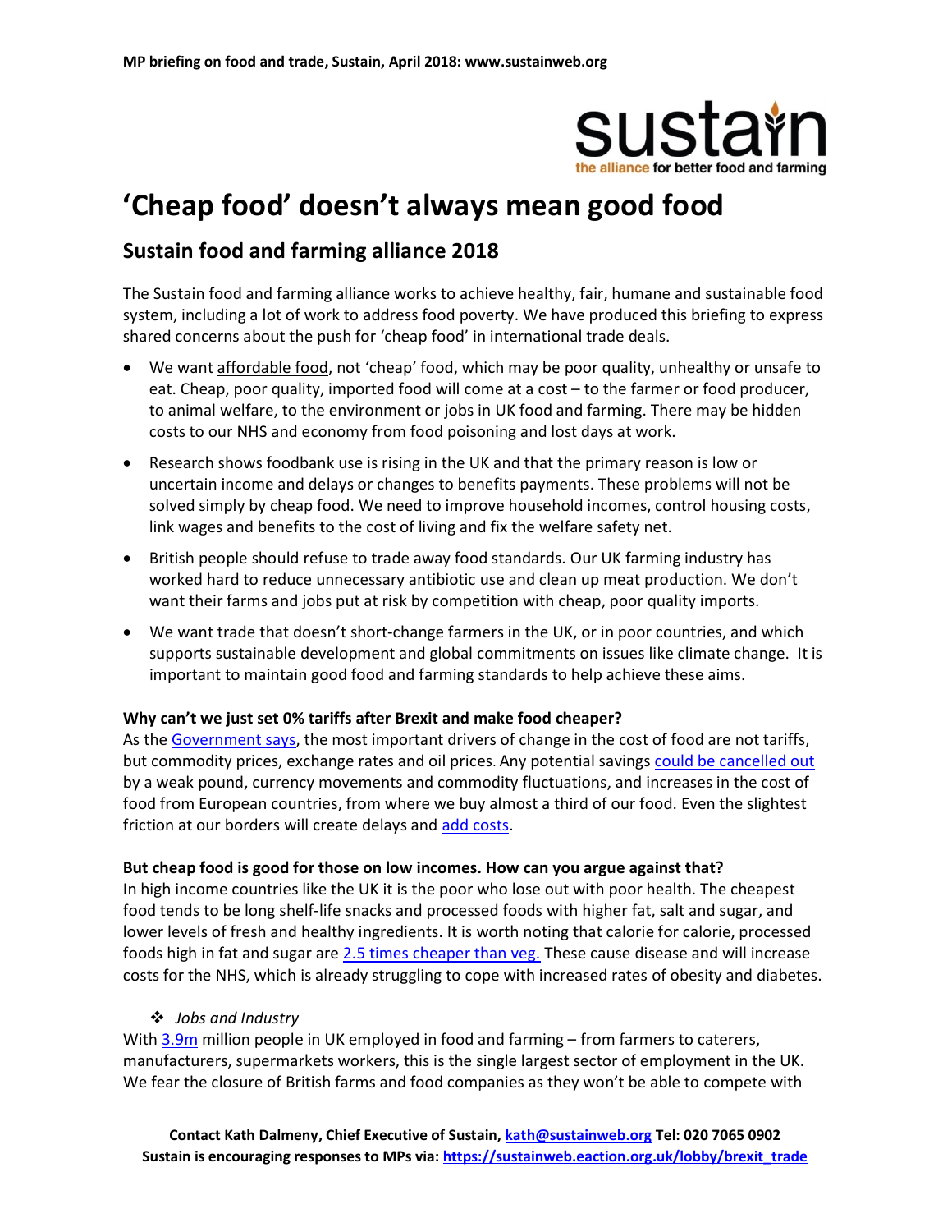MP briefing on food and trade, Sustain, April 2018: www.sustainweb.org

sustain
the alliance for better food and farming

# 'Cheap food' doesn't always mean good food

## Sustain food and farming alliance 2018

The Sustain food and farming alliance works to achieve healthy, fair, humane and sustainable food system, including a lot of work to address food poverty. We have produced this briefing to express shared concerns about the push for 'cheap food' in international trade deals.

- We want affordable food, not 'cheap' food, which may be poor quality, unhealthy or unsafe to eat. Cheap, poor quality, imported food will come at a cost – to the farmer or food producer, to animal welfare, to the environment or jobs in UK food and farming. There may be hidden costs to our NHS and economy from food poisoning and lost days at work.
- Research shows foodbank use is rising in the UK and that the primary reason is low or uncertain income and delays or changes to benefits payments. These problems will not be solved simply by cheap food. We need to improve household incomes, control housing costs, link wages and benefits to the cost of living and fix the welfare safety net.
- British people should refuse to trade away food standards. Our UK farming industry has worked hard to reduce unnecessary antibiotic use and clean up meat production. We don't want their farms and jobs put at risk by competition with cheap, poor quality imports.
- We want trade that doesn't short-change farmers in the UK, or in poor countries, and which supports sustainable development and global commitments on issues like climate change. It is important to maintain good food and farming standards to help achieve these aims.

**Why can't we just set 0% tariffs after Brexit and make food cheaper?**
As the Government says, the most important drivers of change in the cost of food are not tariffs, but commodity prices, exchange rates and oil prices. Any potential savings could be cancelled out by a weak pound, currency movements and commodity fluctuations, and increases in the cost of food from European countries, from where we buy almost a third of our food. Even the slightest friction at our borders will create delays and add costs.

**But cheap food is good for those on low incomes. How can you argue against that?**
In high income countries like the UK it is the poor who lose out with poor health. The cheapest food tends to be long shelf-life snacks and processed foods with higher fat, salt and sugar, and lower levels of fresh and healthy ingredients. It is worth noting that calorie for calorie, processed foods high in fat and sugar are 2.5 times cheaper than veg. These cause disease and will increase costs for the NHS, which is already struggling to cope with increased rates of obesity and diabetes.

- *Jobs and Industry*

With 3.9m million people in UK employed in food and farming – from farmers to caterers, manufacturers, supermarkets workers, this is the single largest sector of employment in the UK. We fear the closure of British farms and food companies as they won't be able to compete with

**Contact Kath Dalmeny, Chief Executive of Sustain, kath@sustainweb.org Tel: 020 7065 0902**
**Sustain is encouraging responses to MPs via: https://sustainweb.eaction.org.uk/lobby/brexit_trade**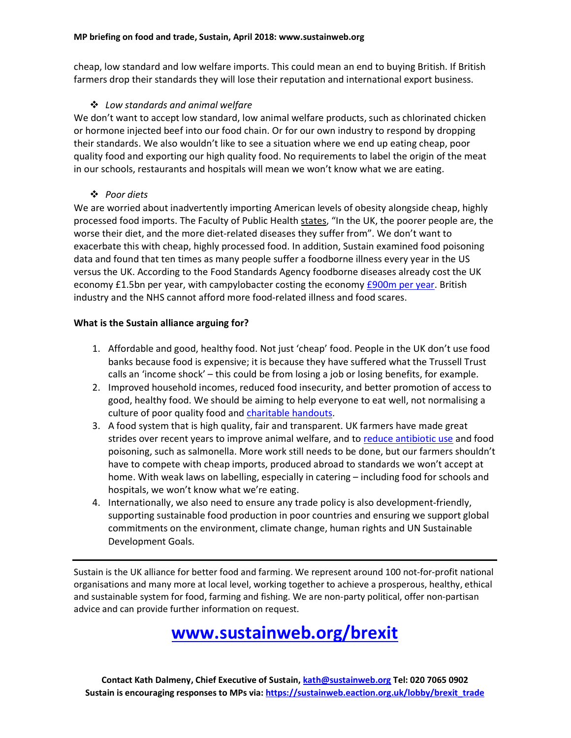cheap, low standard and low welfare imports. This could mean an end to buying British. If British farmers drop their standards they will lose their reputation and international export business.

- *Low standards and animal welfare*

We don't want to accept low standard, low animal welfare products, such as chlorinated chicken or hormone injected beef into our food chain. Or for our own industry to respond by dropping their standards. We also wouldn't like to see a situation where we end up eating cheap, poor quality food and exporting our high quality food. No requirements to label the origin of the meat in our schools, restaurants and hospitals will mean we won't know what we are eating.

- *Poor diets*

We are worried about inadvertently importing American levels of obesity alongside cheap, highly processed food imports. The Faculty of Public Health states, "In the UK, the poorer people are, the worse their diet, and the more diet-related diseases they suffer from". We don't want to exacerbate this with cheap, highly processed food. In addition, Sustain examined food poisoning data and found that ten times as many people suffer a foodborne illness every year in the US versus the UK. According to the Food Standards Agency foodborne diseases already cost the UK economy £1.5bn per year, with campylobacter costing the economy £900m per year. British industry and the NHS cannot afford more food-related illness and food scares.

**What is the Sustain alliance arguing for?**

1. Affordable and good, healthy food. Not just 'cheap' food. People in the UK don't use food banks because food is expensive; it is because they have suffered what the Trussell Trust calls an 'income shock' – this could be from losing a job or losing benefits, for example.
2. Improved household incomes, reduced food insecurity, and better promotion of access to good, healthy food. We should be aiming to help everyone to eat well, not normalising a culture of poor quality food and charitable handouts.
3. A food system that is high quality, fair and transparent. UK farmers have made great strides over recent years to improve animal welfare, and to reduce antibiotic use and food poisoning, such as salmonella. More work still needs to be done, but our farmers shouldn't have to compete with cheap imports, produced abroad to standards we won't accept at home. With weak laws on labelling, especially in catering – including food for schools and hospitals, we won't know what we're eating.
4. Internationally, we also need to ensure any trade policy is also development-friendly, supporting sustainable food production in poor countries and ensuring we support global commitments on the environment, climate change, human rights and UN Sustainable Development Goals.

---

Sustain is the UK alliance for better food and farming. We represent around 100 not-for-profit national organisations and many more at local level, working together to achieve a prosperous, healthy, ethical and sustainable system for food, farming and fishing. We are non-party political, offer non-partisan advice and can provide further information on request.

## www.sustainweb.org/brexit

**Contact Kath Dalmeny, Chief Executive of Sustain, kath@sustainweb.org Tel: 020 7065 0902**
**Sustain is encouraging responses to MPs via: https://sustainweb.eaction.org.uk/lobby/brexit_trade**